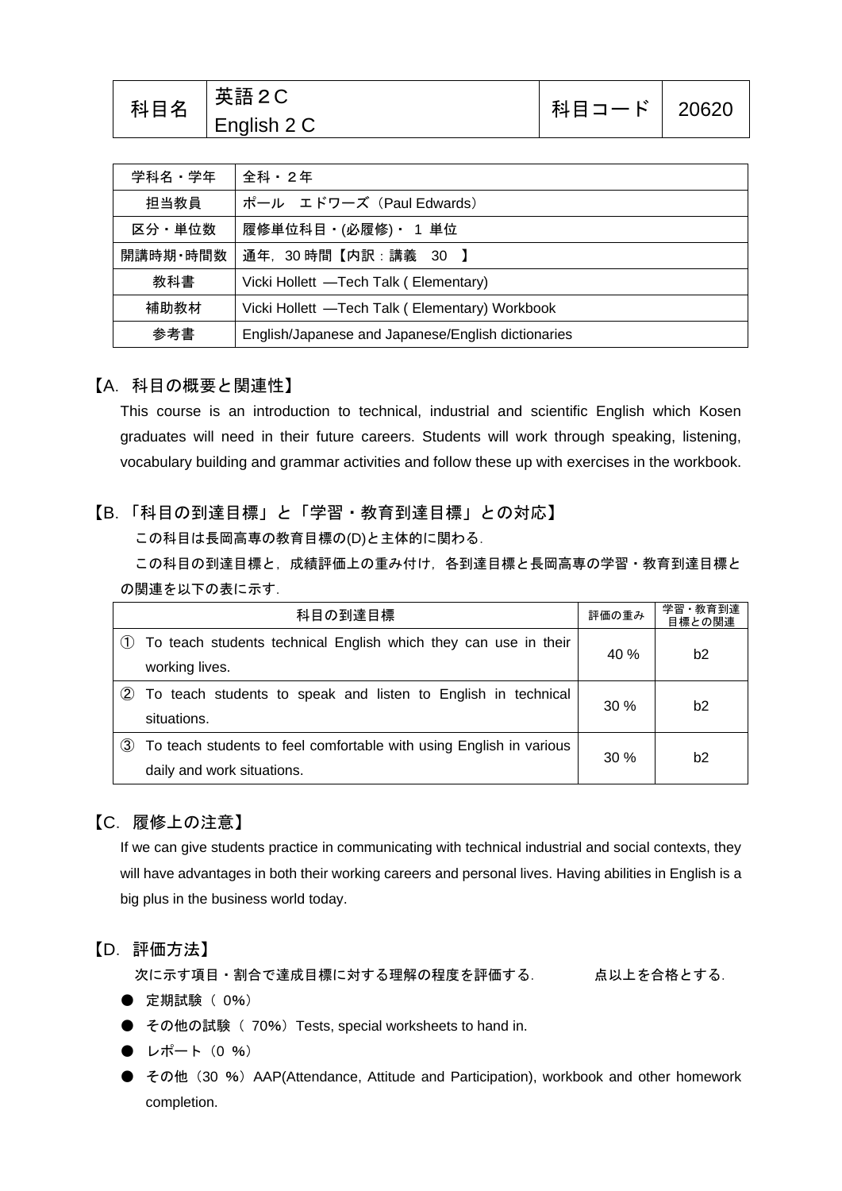| 科目名 | 英語２C<br>English 2 C | 科目コード | 20620 |
|---|---|---|---|

| 学科名・学年 | 全科・２年 |
|---|---|
| 担当教員 | ポール　エドワーズ（Paul Edwards） |
| 区分・単位数 | 履修単位科目・(必履修)・ 1 単位 |
| 開講時期・時間数 | 通年，30 時間【内訳：講義　30　】 |
| 教科書 | Vicki Hollett —Tech Talk ( Elementary) |
| 補助教材 | Vicki Hollett —Tech Talk ( Elementary) Workbook |
| 参考書 | English/Japanese and Japanese/English dictionaries |

## 【A. 科目の概要と関連性】

This course is an introduction to technical, industrial and scientific English which Kosen graduates will need in their future careers. Students will work through speaking, listening, vocabulary building and grammar activities and follow these up with exercises in the workbook.

## 【B. 「科目の到達目標」と「学習・教育到達目標」との対応】

この科目は長岡高専の教育目標の(D)と主体的に関わる．

この科目の到達目標と，成績評価上の重み付け，各到達目標と長岡高専の学習・教育到達目標との関連を以下の表に示す．

| 科目の到達目標 | 評価の重み | 学習・教育到達目標との関連 |
|---|---|---|
| ① To teach students technical English which they can use in their working lives. | 40 % | b2 |
| ② To teach students to speak and listen to English in technical situations. | 30 % | b2 |
| ③ To teach students to feel comfortable with using English in various daily and work situations. | 30 % | b2 |

## 【C. 履修上の注意】

If we can give students practice in communicating with technical industrial and social contexts, they will have advantages in both their working careers and personal lives. Having abilities in English is a big plus in the business world today.

## 【D. 評価方法】

次に示す項目・割合で達成目標に対する理解の程度を評価する．　　　点以上を合格とする．

- 定期試験（ 0%）
- その他の試験（ 70%）Tests, special worksheets to hand in.
- レポート（0 %）
- その他（30 %）AAP(Attendance, Attitude and Participation), workbook and other homework completion.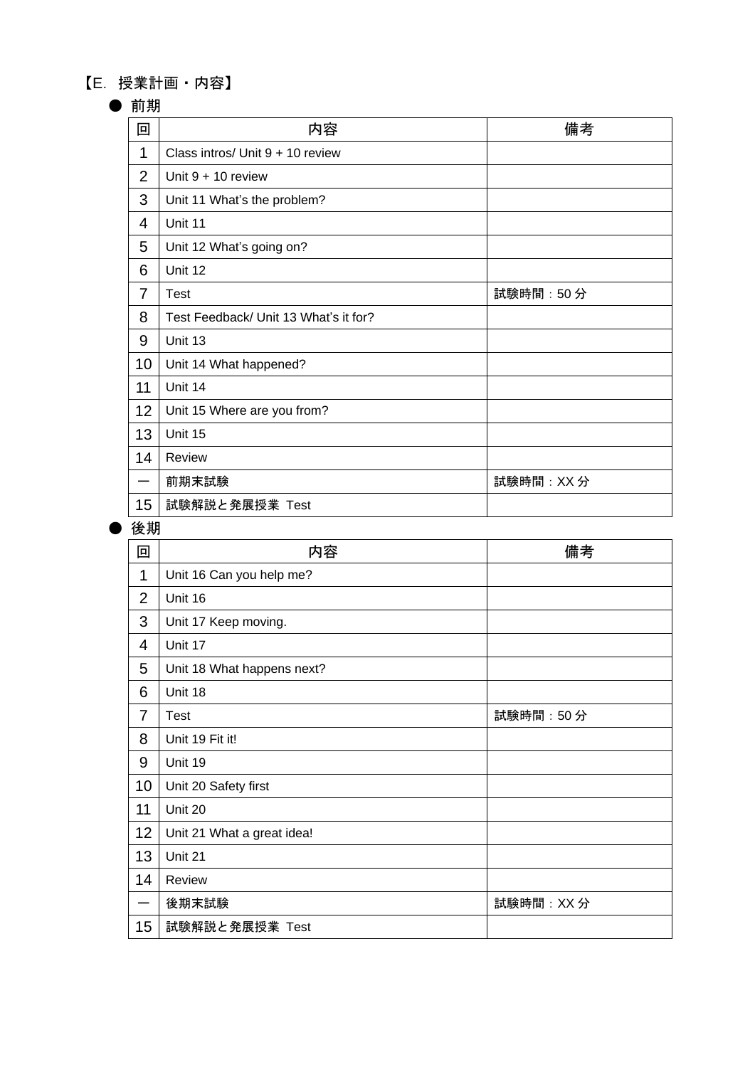【E. 授業計画・内容】

● 前期

| 回 | 内容 | 備考 |
|---|---|---|
| 1 | Class intros/ Unit 9 + 10 review | |
| 2 | Unit 9 + 10 review | |
| 3 | Unit 11 What's the problem? | |
| 4 | Unit 11 | |
| 5 | Unit 12 What's going on? | |
| 6 | Unit 12 | |
| 7 | Test | 試験時間：50 分 |
| 8 | Test Feedback/ Unit 13 What's it for? | |
| 9 | Unit 13 | |
| 10 | Unit 14 What happened? | |
| 11 | Unit 14 | |
| 12 | Unit 15 Where are you from? | |
| 13 | Unit 15 | |
| 14 | Review | |
| ー | 前期末試験 | 試験時間：XX 分 |
| 15 | 試験解説と発展授業 Test | |

● 後期

| 回 | 内容 | 備考 |
|---|---|---|
| 1 | Unit 16 Can you help me? | |
| 2 | Unit 16 | |
| 3 | Unit 17 Keep moving. | |
| 4 | Unit 17 | |
| 5 | Unit 18 What happens next? | |
| 6 | Unit 18 | |
| 7 | Test | 試験時間：50 分 |
| 8 | Unit 19 Fit it! | |
| 9 | Unit 19 | |
| 10 | Unit 20 Safety first | |
| 11 | Unit 20 | |
| 12 | Unit 21 What a great idea! | |
| 13 | Unit 21 | |
| 14 | Review | |
| ー | 後期末試験 | 試験時間：XX 分 |
| 15 | 試験解説と発展授業 Test | |